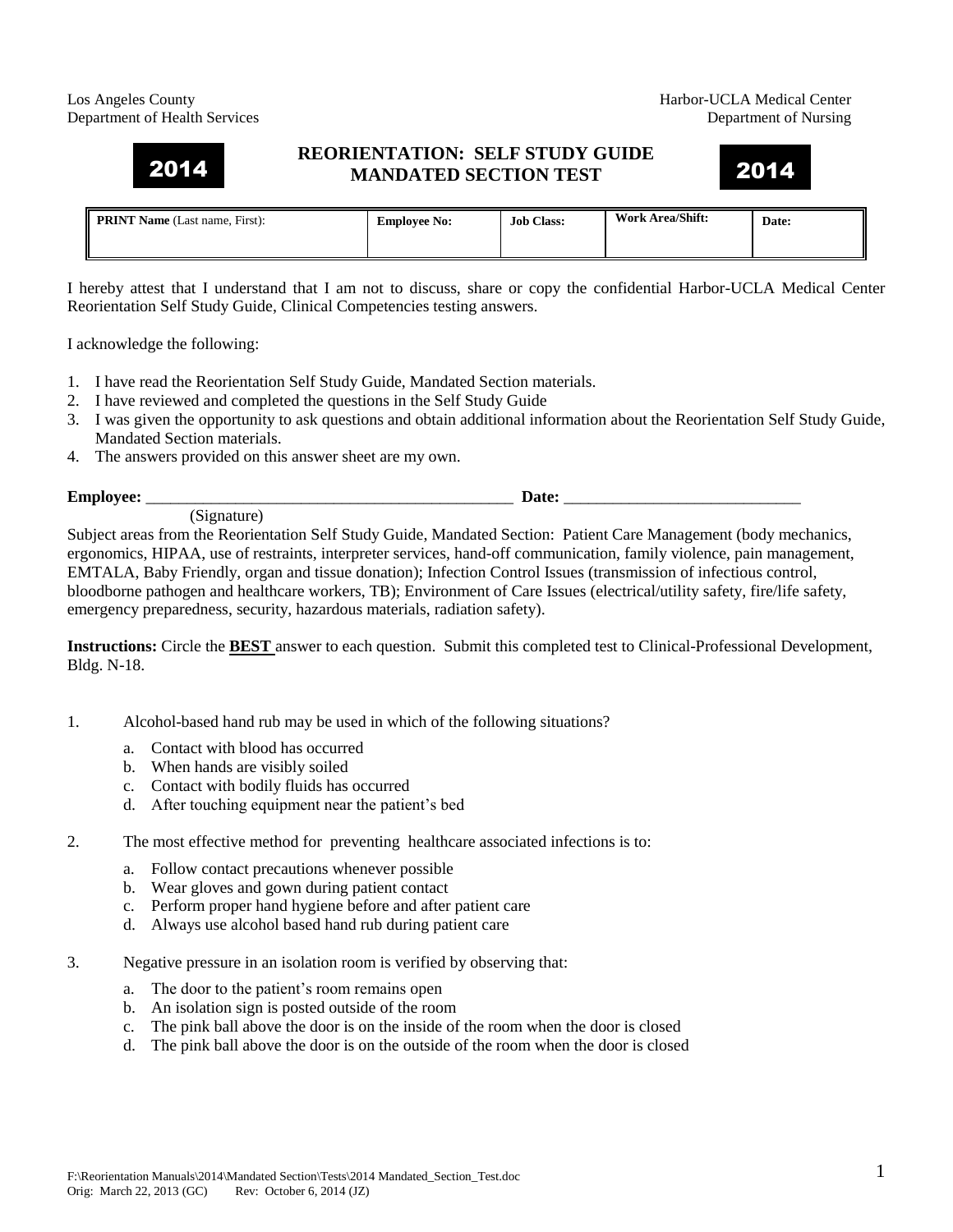Los Angeles County
Department of Health Services

Harbor-UCLA Medical Center
Department of Nursing

# 2014 REORIENTATION: SELF STUDY GUIDE MANDATED SECTION TEST 2014

| **PRINT Name** (Last name, First): | **Employee No:** | **Job Class:** | **Work Area/Shift:** | **Date:** |
|---|---|---|---|---|
| | | | | |

I hereby attest that I understand that I am not to discuss, share or copy the confidential Harbor-UCLA Medical Center Reorientation Self Study Guide, Clinical Competencies testing answers.

I acknowledge the following:

1. I have read the Reorientation Self Study Guide, Mandated Section materials.
2. I have reviewed and completed the questions in the Self Study Guide
3. I was given the opportunity to ask questions and obtain additional information about the Reorientation Self Study Guide, Mandated Section materials.
4. The answers provided on this answer sheet are my own.

**Employee:** _______________________________________________ **Date:** _____________________________
(Signature)

Subject areas from the Reorientation Self Study Guide, Mandated Section: Patient Care Management (body mechanics, ergonomics, HIPAA, use of restraints, interpreter services, hand-off communication, family violence, pain management, EMTALA, Baby Friendly, organ and tissue donation); Infection Control Issues (transmission of infectious control, bloodborne pathogen and healthcare workers, TB); Environment of Care Issues (electrical/utility safety, fire/life safety, emergency preparedness, security, hazardous materials, radiation safety).

**Instructions:** Circle the **BEST** answer to each question. Submit this completed test to Clinical-Professional Development, Bldg. N-18.

1. Alcohol-based hand rub may be used in which of the following situations?
   - a. Contact with blood has occurred
   - b. When hands are visibly soiled
   - c. Contact with bodily fluids has occurred
   - d. After touching equipment near the patient's bed

2. The most effective method for preventing healthcare associated infections is to:
   - a. Follow contact precautions whenever possible
   - b. Wear gloves and gown during patient contact
   - c. Perform proper hand hygiene before and after patient care
   - d. Always use alcohol based hand rub during patient care

3. Negative pressure in an isolation room is verified by observing that:
   - a. The door to the patient's room remains open
   - b. An isolation sign is posted outside of the room
   - c. The pink ball above the door is on the inside of the room when the door is closed
   - d. The pink ball above the door is on the outside of the room when the door is closed

F:\Reorientation Manuals\2014\Mandated Section\Tests\2014 Mandated_Section_Test.doc
Orig: March 22, 2013 (GC) Rev: October 6, 2014 (JZ)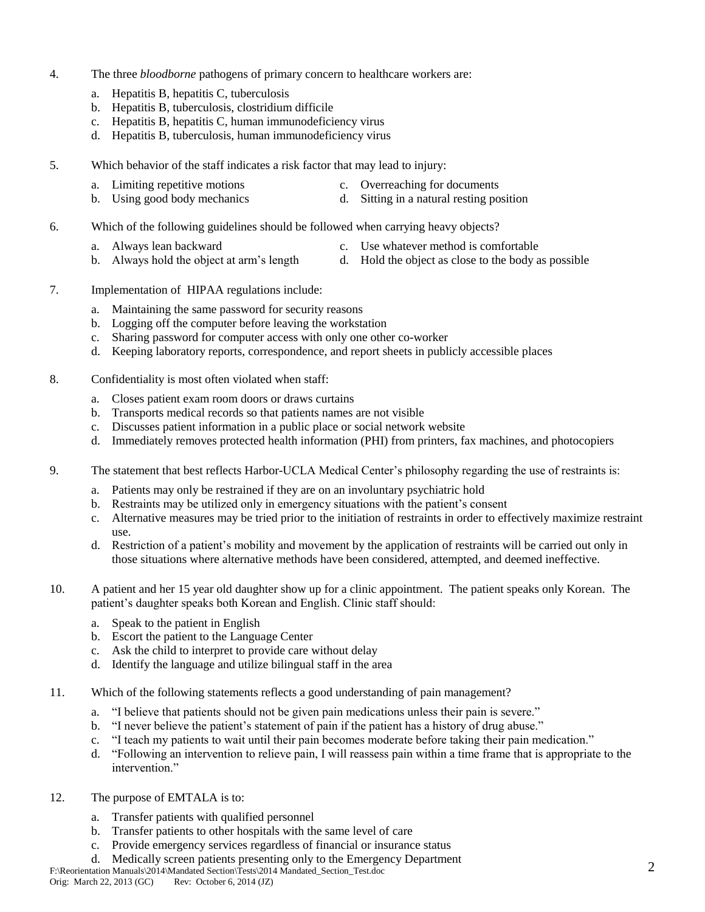4. The three *bloodborne* pathogens of primary concern to healthcare workers are:
    a. Hepatitis B, hepatitis C, tuberculosis
    b. Hepatitis B, tuberculosis, clostridium difficile
    c. Hepatitis B, hepatitis C, human immunodeficiency virus
    d. Hepatitis B, tuberculosis, human immunodeficiency virus

5. Which behavior of the staff indicates a risk factor that may lead to injury:
    a. Limiting repetitive motions
    b. Using good body mechanics
    c. Overreaching for documents
    d. Sitting in a natural resting position

6. Which of the following guidelines should be followed when carrying heavy objects?
    a. Always lean backward
    b. Always hold the object at arm's length
    c. Use whatever method is comfortable
    d. Hold the object as close to the body as possible

7. Implementation of HIPAA regulations include:
    a. Maintaining the same password for security reasons
    b. Logging off the computer before leaving the workstation
    c. Sharing password for computer access with only one other co-worker
    d. Keeping laboratory reports, correspondence, and report sheets in publicly accessible places

8. Confidentiality is most often violated when staff:
    a. Closes patient exam room doors or draws curtains
    b. Transports medical records so that patients names are not visible
    c. Discusses patient information in a public place or social network website
    d. Immediately removes protected health information (PHI) from printers, fax machines, and photocopiers

9. The statement that best reflects Harbor-UCLA Medical Center's philosophy regarding the use of restraints is:
    a. Patients may only be restrained if they are on an involuntary psychiatric hold
    b. Restraints may be utilized only in emergency situations with the patient's consent
    c. Alternative measures may be tried prior to the initiation of restraints in order to effectively maximize restraint use.
    d. Restriction of a patient's mobility and movement by the application of restraints will be carried out only in those situations where alternative methods have been considered, attempted, and deemed ineffective.

10. A patient and her 15 year old daughter show up for a clinic appointment. The patient speaks only Korean. The patient's daughter speaks both Korean and English. Clinic staff should:
    a. Speak to the patient in English
    b. Escort the patient to the Language Center
    c. Ask the child to interpret to provide care without delay
    d. Identify the language and utilize bilingual staff in the area

11. Which of the following statements reflects a good understanding of pain management?
    a. "I believe that patients should not be given pain medications unless their pain is severe."
    b. "I never believe the patient's statement of pain if the patient has a history of drug abuse."
    c. "I teach my patients to wait until their pain becomes moderate before taking their pain medication."
    d. "Following an intervention to relieve pain, I will reassess pain within a time frame that is appropriate to the intervention."

12. The purpose of EMTALA is to:
    a. Transfer patients with qualified personnel
    b. Transfer patients to other hospitals with the same level of care
    c. Provide emergency services regardless of financial or insurance status
    d. Medically screen patients presenting only to the Emergency Department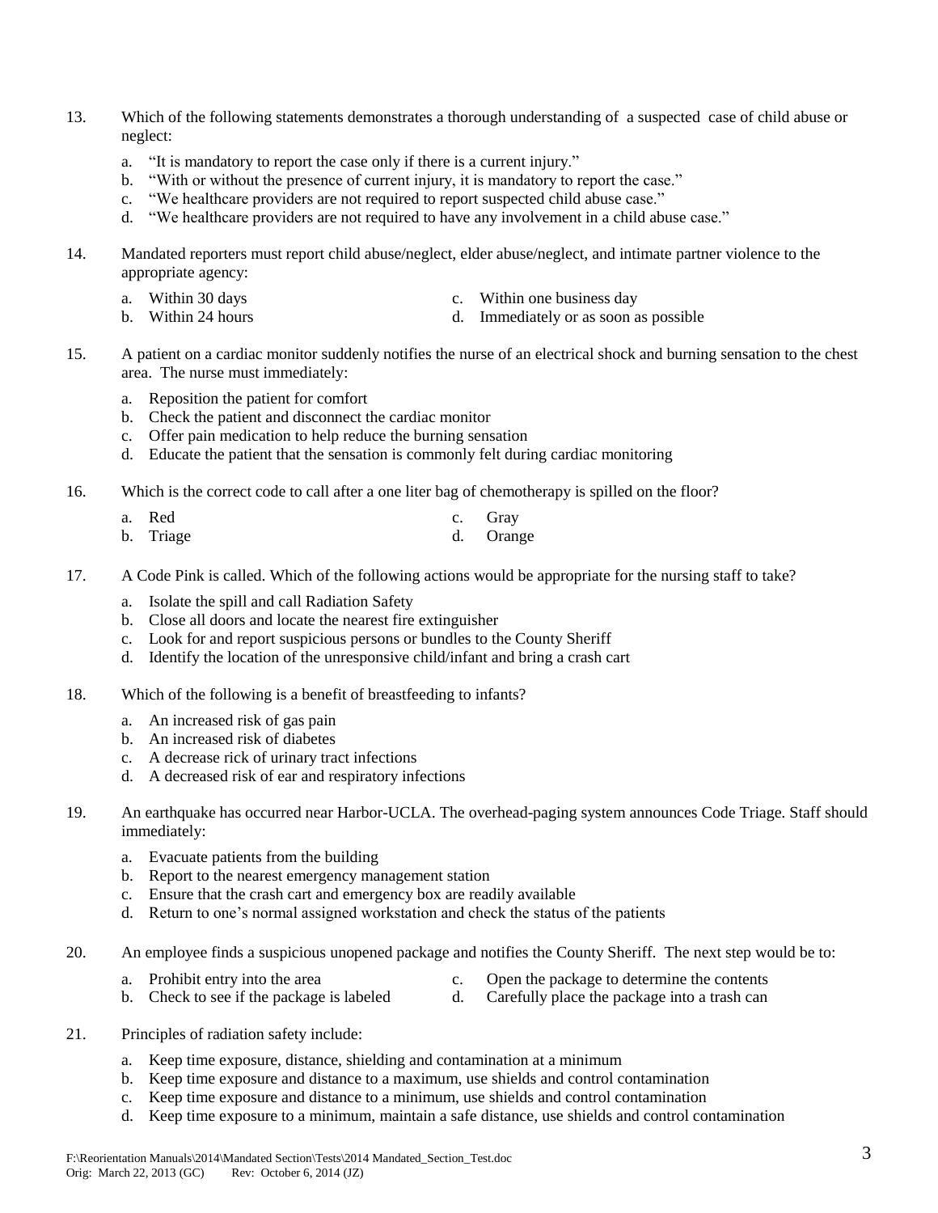13. Which of the following statements demonstrates a thorough understanding of a suspected case of child abuse or neglect:

    a. "It is mandatory to report the case only if there is a current injury."
    b. "With or without the presence of current injury, it is mandatory to report the case."
    c. "We healthcare providers are not required to report suspected child abuse case."
    d. "We healthcare providers are not required to have any involvement in a child abuse case."

14. Mandated reporters must report child abuse/neglect, elder abuse/neglect, and intimate partner violence to the appropriate agency:

    a. Within 30 days
    b. Within 24 hours
    c. Within one business day
    d. Immediately or as soon as possible

15. A patient on a cardiac monitor suddenly notifies the nurse of an electrical shock and burning sensation to the chest area. The nurse must immediately:

    a. Reposition the patient for comfort
    b. Check the patient and disconnect the cardiac monitor
    c. Offer pain medication to help reduce the burning sensation
    d. Educate the patient that the sensation is commonly felt during cardiac monitoring

16. Which is the correct code to call after a one liter bag of chemotherapy is spilled on the floor?

    a. Red
    b. Triage
    c. Gray
    d. Orange

17. A Code Pink is called. Which of the following actions would be appropriate for the nursing staff to take?

    a. Isolate the spill and call Radiation Safety
    b. Close all doors and locate the nearest fire extinguisher
    c. Look for and report suspicious persons or bundles to the County Sheriff
    d. Identify the location of the unresponsive child/infant and bring a crash cart

18. Which of the following is a benefit of breastfeeding to infants?

    a. An increased risk of gas pain
    b. An increased risk of diabetes
    c. A decrease rick of urinary tract infections
    d. A decreased risk of ear and respiratory infections

19. An earthquake has occurred near Harbor-UCLA. The overhead-paging system announces Code Triage. Staff should immediately:

    a. Evacuate patients from the building
    b. Report to the nearest emergency management station
    c. Ensure that the crash cart and emergency box are readily available
    d. Return to one's normal assigned workstation and check the status of the patients

20. An employee finds a suspicious unopened package and notifies the County Sheriff. The next step would be to:

    a. Prohibit entry into the area
    b. Check to see if the package is labeled
    c. Open the package to determine the contents
    d. Carefully place the package into a trash can

21. Principles of radiation safety include:

    a. Keep time exposure, distance, shielding and contamination at a minimum
    b. Keep time exposure and distance to a maximum, use shields and control contamination
    c. Keep time exposure and distance to a minimum, use shields and control contamination
    d. Keep time exposure to a minimum, maintain a safe distance, use shields and control contamination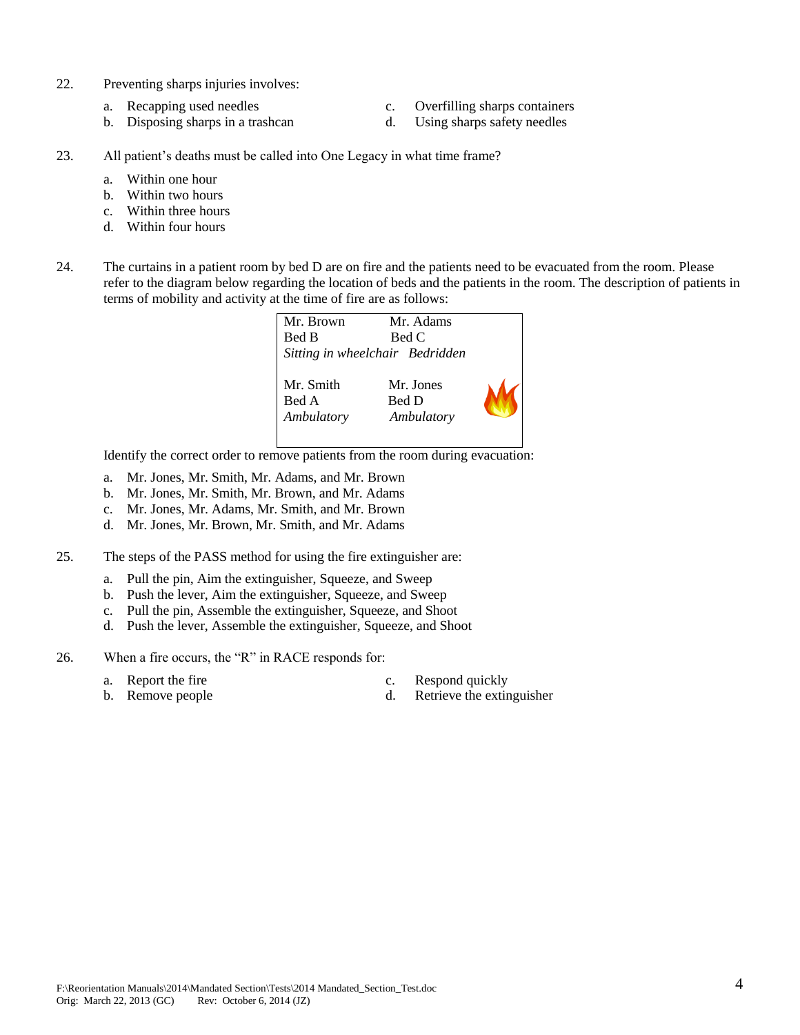22. Preventing sharps injuries involves:

    a. Recapping used needles
    b. Disposing sharps in a trashcan
    c. Overfilling sharps containers
    d. Using sharps safety needles

23. All patient's deaths must be called into One Legacy in what time frame?

    a. Within one hour
    b. Within two hours
    c. Within three hours
    d. Within four hours

24. The curtains in a patient room by bed D are on fire and the patients need to be evacuated from the room. Please refer to the diagram below regarding the location of beds and the patients in the room. The description of patients in terms of mobility and activity at the time of fire are as follows:

| | |
|---|---|
| Mr. Brown<br>Bed B<br>*Sitting in wheelchair* | Mr. Adams<br>Bed C<br>*Bedridden* |
| Mr. Smith<br>Bed A<br>*Ambulatory* | Mr. Jones<br>Bed D<br>*Ambulatory* |

    Identify the correct order to remove patients from the room during evacuation:

    a. Mr. Jones, Mr. Smith, Mr. Adams, and Mr. Brown
    b. Mr. Jones, Mr. Smith, Mr. Brown, and Mr. Adams
    c. Mr. Jones, Mr. Adams, Mr. Smith, and Mr. Brown
    d. Mr. Jones, Mr. Brown, Mr. Smith, and Mr. Adams

25. The steps of the PASS method for using the fire extinguisher are:

    a. Pull the pin, Aim the extinguisher, Squeeze, and Sweep
    b. Push the lever, Aim the extinguisher, Squeeze, and Sweep
    c. Pull the pin, Assemble the extinguisher, Squeeze, and Shoot
    d. Push the lever, Assemble the extinguisher, Squeeze, and Shoot

26. When a fire occurs, the "R" in RACE responds for:

    a. Report the fire
    b. Remove people
    c. Respond quickly
    d. Retrieve the extinguisher

F:\Reorientation Manuals\2014\Mandated Section\Tests\2014 Mandated_Section_Test.doc
Orig: March 22, 2013 (GC) Rev: October 6, 2014 (JZ)